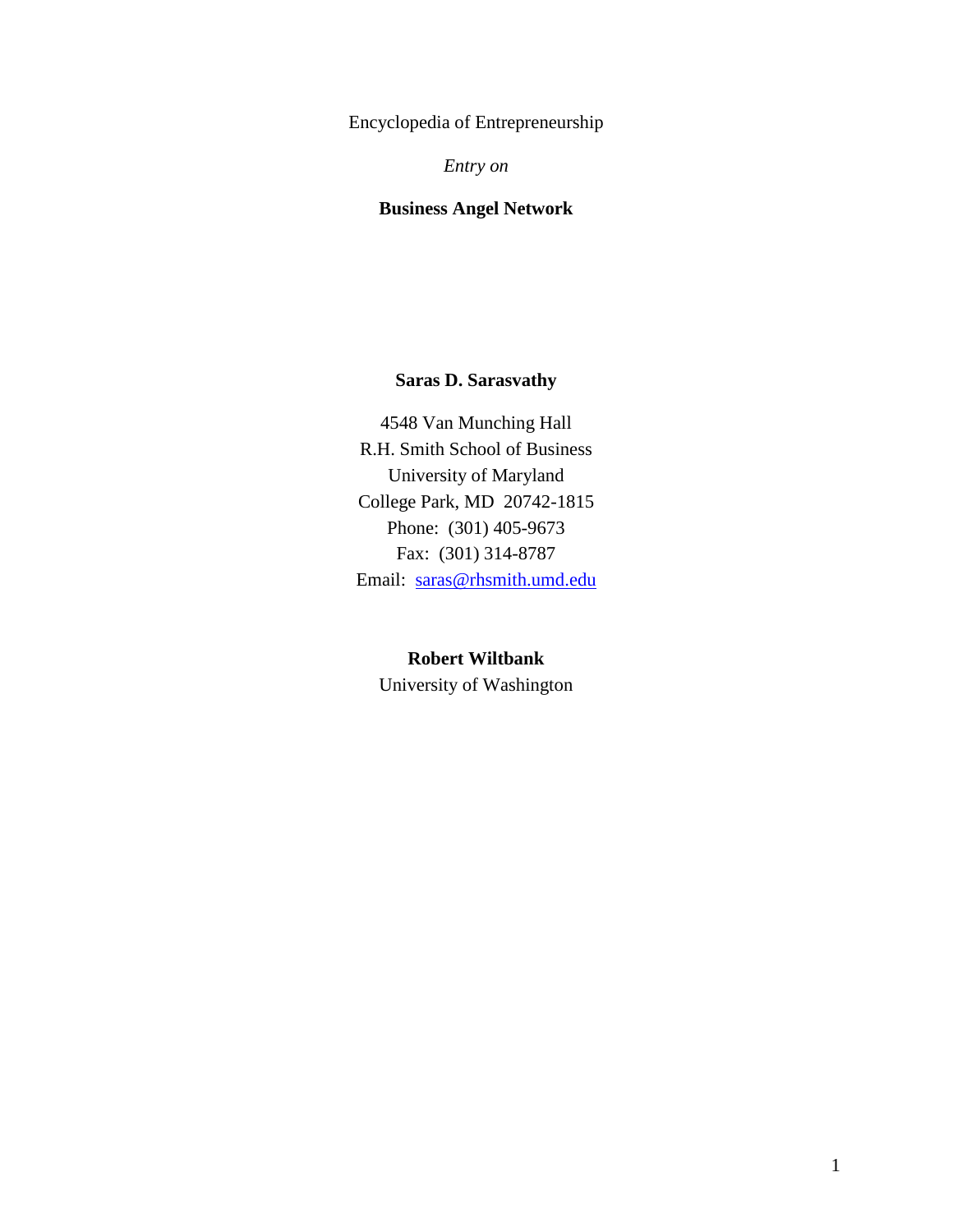Encyclopedia of Entrepreneurship

*Entry on*

# Business Angel Network

**Saras D. Sarasvathy**

4548 Van Munching Hall
R.H. Smith School of Business
University of Maryland
College Park, MD 20742-1815
Phone: (301) 405-9673
Fax: (301) 314-8787
Email: saras@rhsmith.umd.edu

**Robert Wiltbank**

University of Washington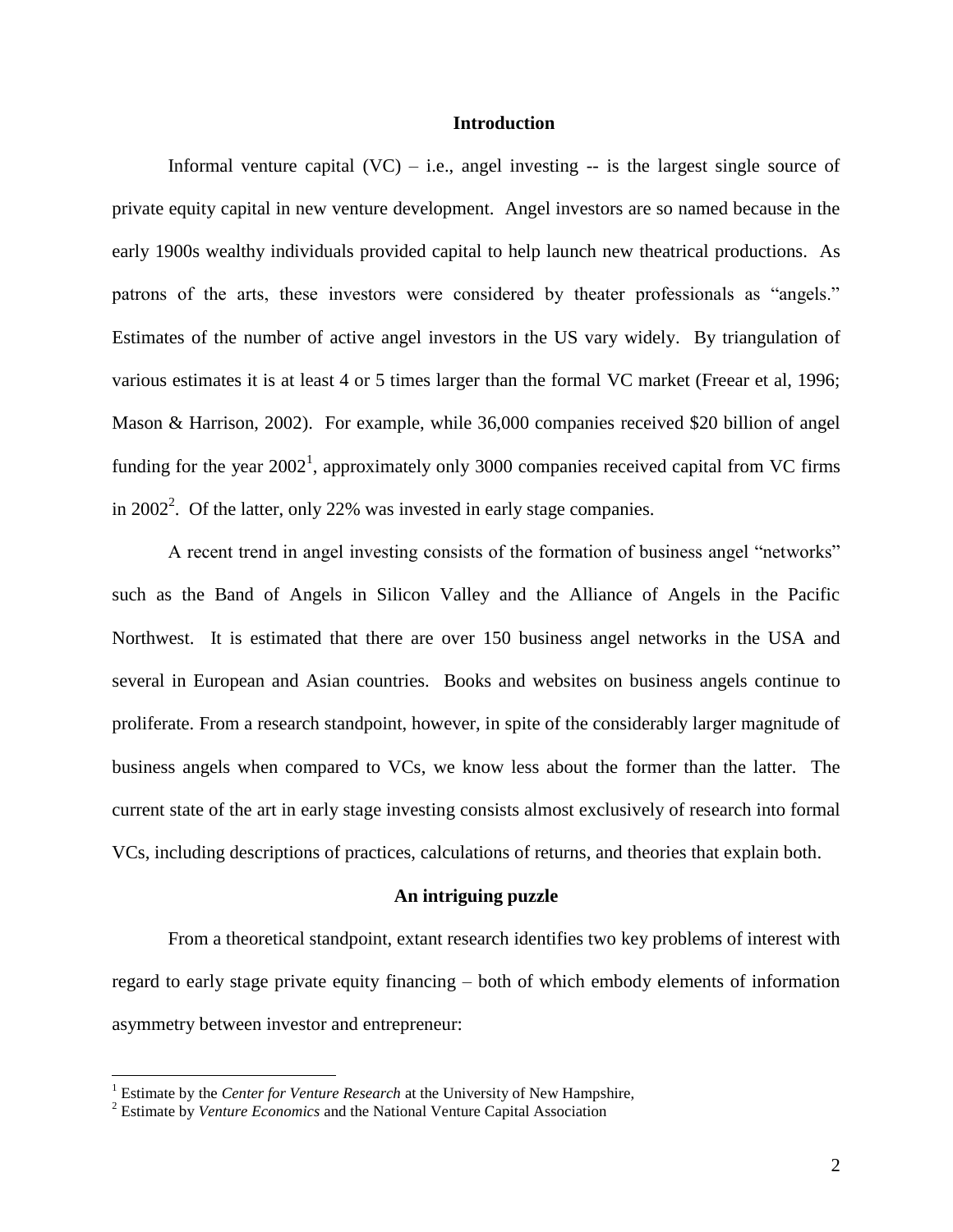## Introduction

Informal venture capital (VC) – i.e., angel investing -- is the largest single source of private equity capital in new venture development. Angel investors are so named because in the early 1900s wealthy individuals provided capital to help launch new theatrical productions. As patrons of the arts, these investors were considered by theater professionals as "angels." Estimates of the number of active angel investors in the US vary widely. By triangulation of various estimates it is at least 4 or 5 times larger than the formal VC market (Freear et al, 1996; Mason & Harrison, 2002). For example, while 36,000 companies received $20 billion of angel funding for the year 2002[1], approximately only 3000 companies received capital from VC firms in 2002[2]. Of the latter, only 22% was invested in early stage companies.

A recent trend in angel investing consists of the formation of business angel "networks" such as the Band of Angels in Silicon Valley and the Alliance of Angels in the Pacific Northwest. It is estimated that there are over 150 business angel networks in the USA and several in European and Asian countries. Books and websites on business angels continue to proliferate. From a research standpoint, however, in spite of the considerably larger magnitude of business angels when compared to VCs, we know less about the former than the latter. The current state of the art in early stage investing consists almost exclusively of research into formal VCs, including descriptions of practices, calculations of returns, and theories that explain both.

## An intriguing puzzle

From a theoretical standpoint, extant research identifies two key problems of interest with regard to early stage private equity financing – both of which embody elements of information asymmetry between investor and entrepreneur:

---

[1] Estimate by the *Center for Venture Research* at the University of New Hampshire,

[2] Estimate by *Venture Economics* and the National Venture Capital Association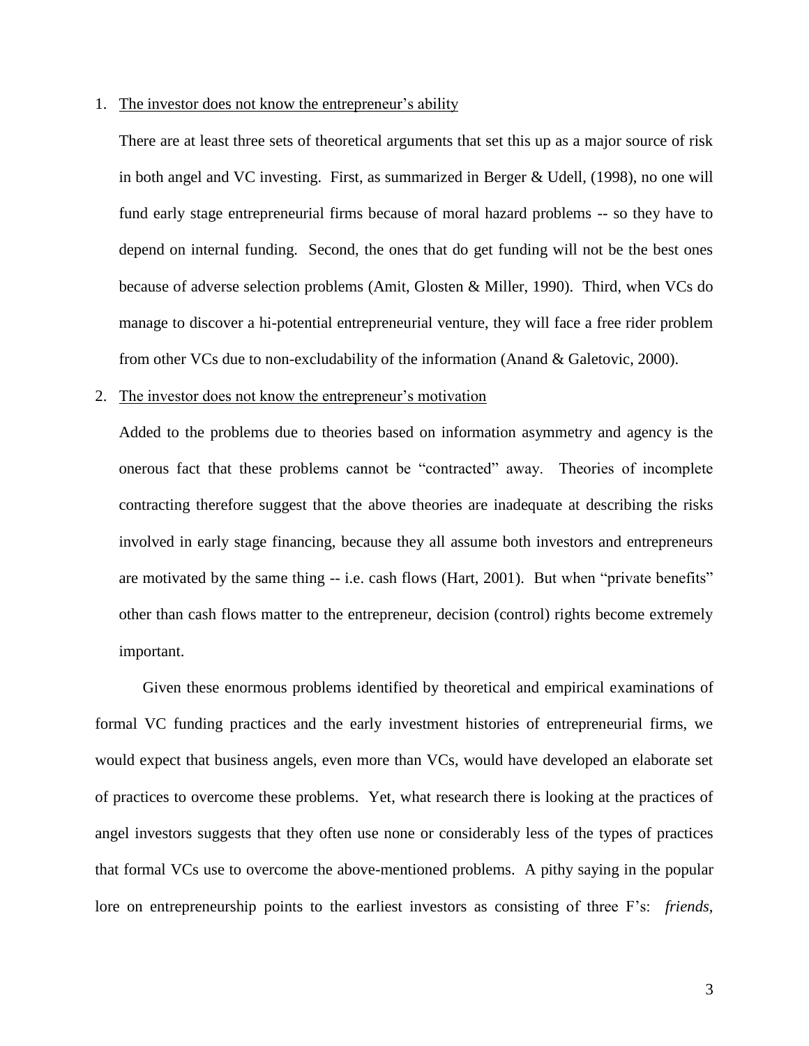1. <u>The investor does not know the entrepreneur's ability</u>

   There are at least three sets of theoretical arguments that set this up as a major source of risk in both angel and VC investing. First, as summarized in Berger & Udell, (1998), no one will fund early stage entrepreneurial firms because of moral hazard problems -- so they have to depend on internal funding. Second, the ones that do get funding will not be the best ones because of adverse selection problems (Amit, Glosten & Miller, 1990). Third, when VCs do manage to discover a hi-potential entrepreneurial venture, they will face a free rider problem from other VCs due to non-excludability of the information (Anand & Galetovic, 2000).

2. <u>The investor does not know the entrepreneur's motivation</u>

   Added to the problems due to theories based on information asymmetry and agency is the onerous fact that these problems cannot be "contracted" away. Theories of incomplete contracting therefore suggest that the above theories are inadequate at describing the risks involved in early stage financing, because they all assume both investors and entrepreneurs are motivated by the same thing -- i.e. cash flows (Hart, 2001). But when "private benefits" other than cash flows matter to the entrepreneur, decision (control) rights become extremely important.

Given these enormous problems identified by theoretical and empirical examinations of formal VC funding practices and the early investment histories of entrepreneurial firms, we would expect that business angels, even more than VCs, would have developed an elaborate set of practices to overcome these problems. Yet, what research there is looking at the practices of angel investors suggests that they often use none or considerably less of the types of practices that formal VCs use to overcome the above-mentioned problems. A pithy saying in the popular lore on entrepreneurship points to the earliest investors as consisting of three F's: *friends,*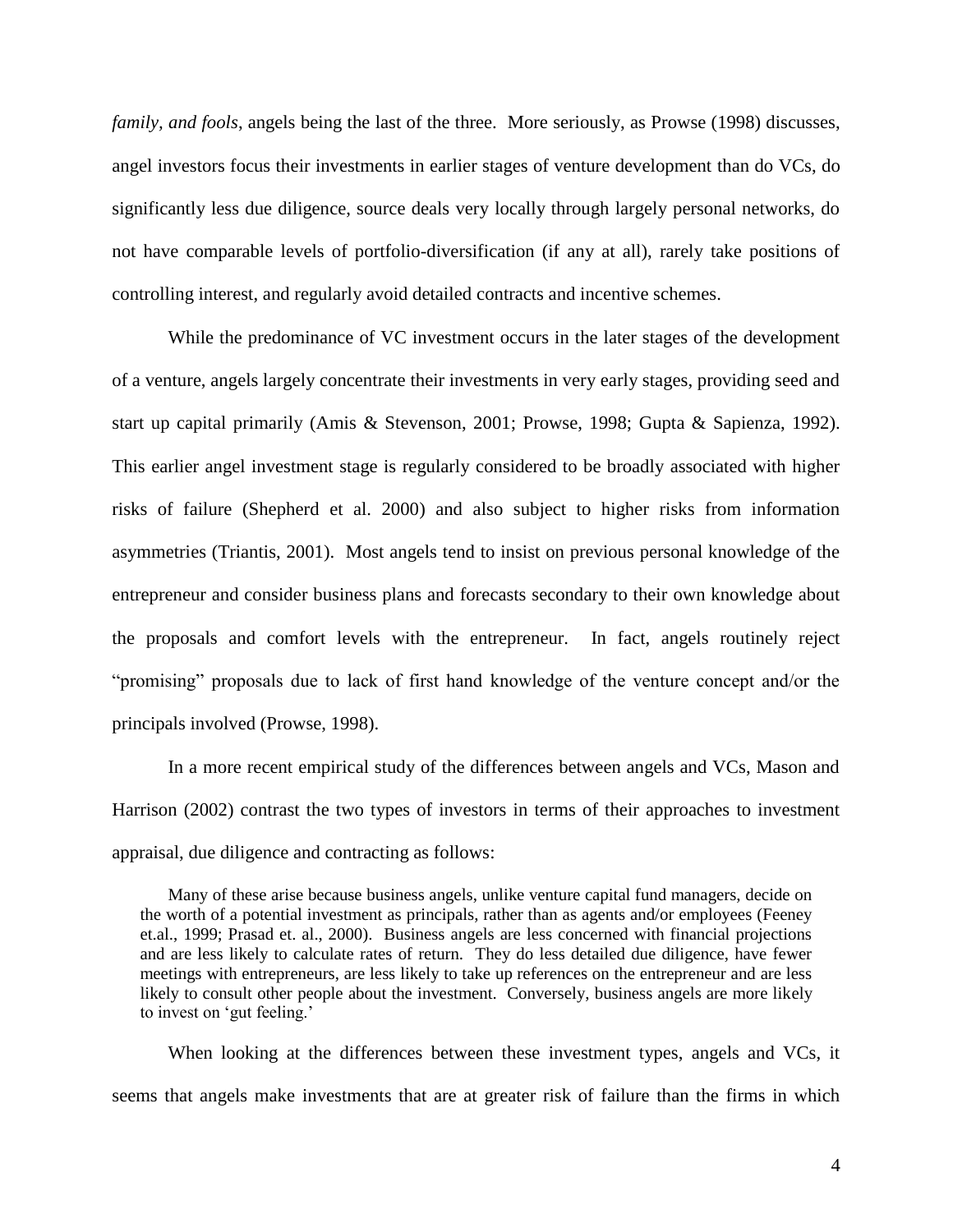*family, and fools*, angels being the last of the three. More seriously, as Prowse (1998) discusses, angel investors focus their investments in earlier stages of venture development than do VCs, do significantly less due diligence, source deals very locally through largely personal networks, do not have comparable levels of portfolio-diversification (if any at all), rarely take positions of controlling interest, and regularly avoid detailed contracts and incentive schemes.

While the predominance of VC investment occurs in the later stages of the development of a venture, angels largely concentrate their investments in very early stages, providing seed and start up capital primarily (Amis & Stevenson, 2001; Prowse, 1998; Gupta & Sapienza, 1992). This earlier angel investment stage is regularly considered to be broadly associated with higher risks of failure (Shepherd et al. 2000) and also subject to higher risks from information asymmetries (Triantis, 2001). Most angels tend to insist on previous personal knowledge of the entrepreneur and consider business plans and forecasts secondary to their own knowledge about the proposals and comfort levels with the entrepreneur. In fact, angels routinely reject "promising" proposals due to lack of first hand knowledge of the venture concept and/or the principals involved (Prowse, 1998).

In a more recent empirical study of the differences between angels and VCs, Mason and Harrison (2002) contrast the two types of investors in terms of their approaches to investment appraisal, due diligence and contracting as follows:

> Many of these arise because business angels, unlike venture capital fund managers, decide on the worth of a potential investment as principals, rather than as agents and/or employees (Feeney et.al., 1999; Prasad et. al., 2000). Business angels are less concerned with financial projections and are less likely to calculate rates of return. They do less detailed due diligence, have fewer meetings with entrepreneurs, are less likely to take up references on the entrepreneur and are less likely to consult other people about the investment. Conversely, business angels are more likely to invest on 'gut feeling.'

When looking at the differences between these investment types, angels and VCs, it seems that angels make investments that are at greater risk of failure than the firms in which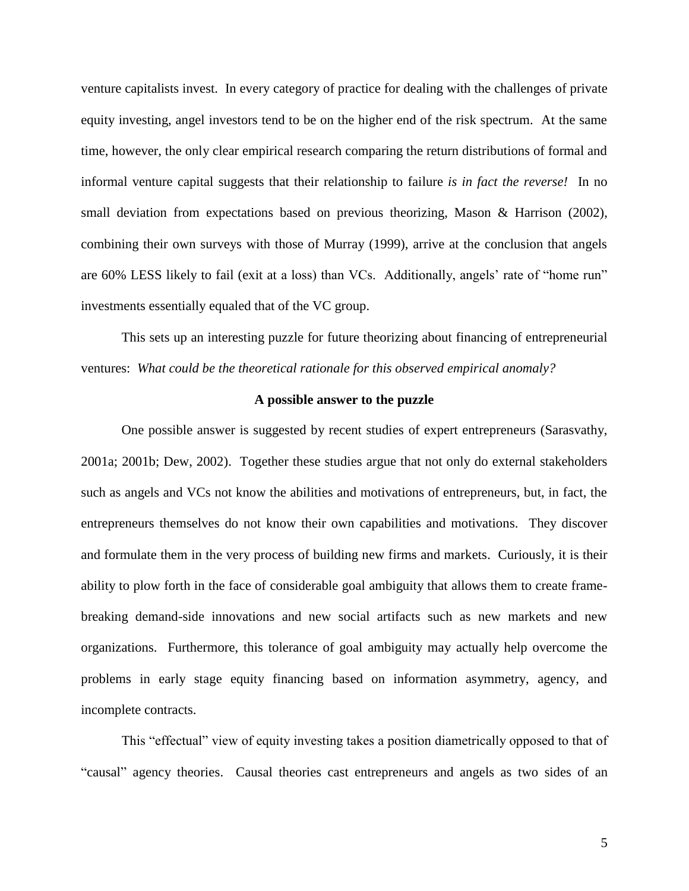venture capitalists invest. In every category of practice for dealing with the challenges of private equity investing, angel investors tend to be on the higher end of the risk spectrum. At the same time, however, the only clear empirical research comparing the return distributions of formal and informal venture capital suggests that their relationship to failure *is in fact the reverse!* In no small deviation from expectations based on previous theorizing, Mason & Harrison (2002), combining their own surveys with those of Murray (1999), arrive at the conclusion that angels are 60% LESS likely to fail (exit at a loss) than VCs. Additionally, angels' rate of "home run" investments essentially equaled that of the VC group.

This sets up an interesting puzzle for future theorizing about financing of entrepreneurial ventures: *What could be the theoretical rationale for this observed empirical anomaly?*

**A possible answer to the puzzle**

One possible answer is suggested by recent studies of expert entrepreneurs (Sarasvathy, 2001a; 2001b; Dew, 2002). Together these studies argue that not only do external stakeholders such as angels and VCs not know the abilities and motivations of entrepreneurs, but, in fact, the entrepreneurs themselves do not know their own capabilities and motivations. They discover and formulate them in the very process of building new firms and markets. Curiously, it is their ability to plow forth in the face of considerable goal ambiguity that allows them to create frame-breaking demand-side innovations and new social artifacts such as new markets and new organizations. Furthermore, this tolerance of goal ambiguity may actually help overcome the problems in early stage equity financing based on information asymmetry, agency, and incomplete contracts.

This "effectual" view of equity investing takes a position diametrically opposed to that of "causal" agency theories. Causal theories cast entrepreneurs and angels as two sides of an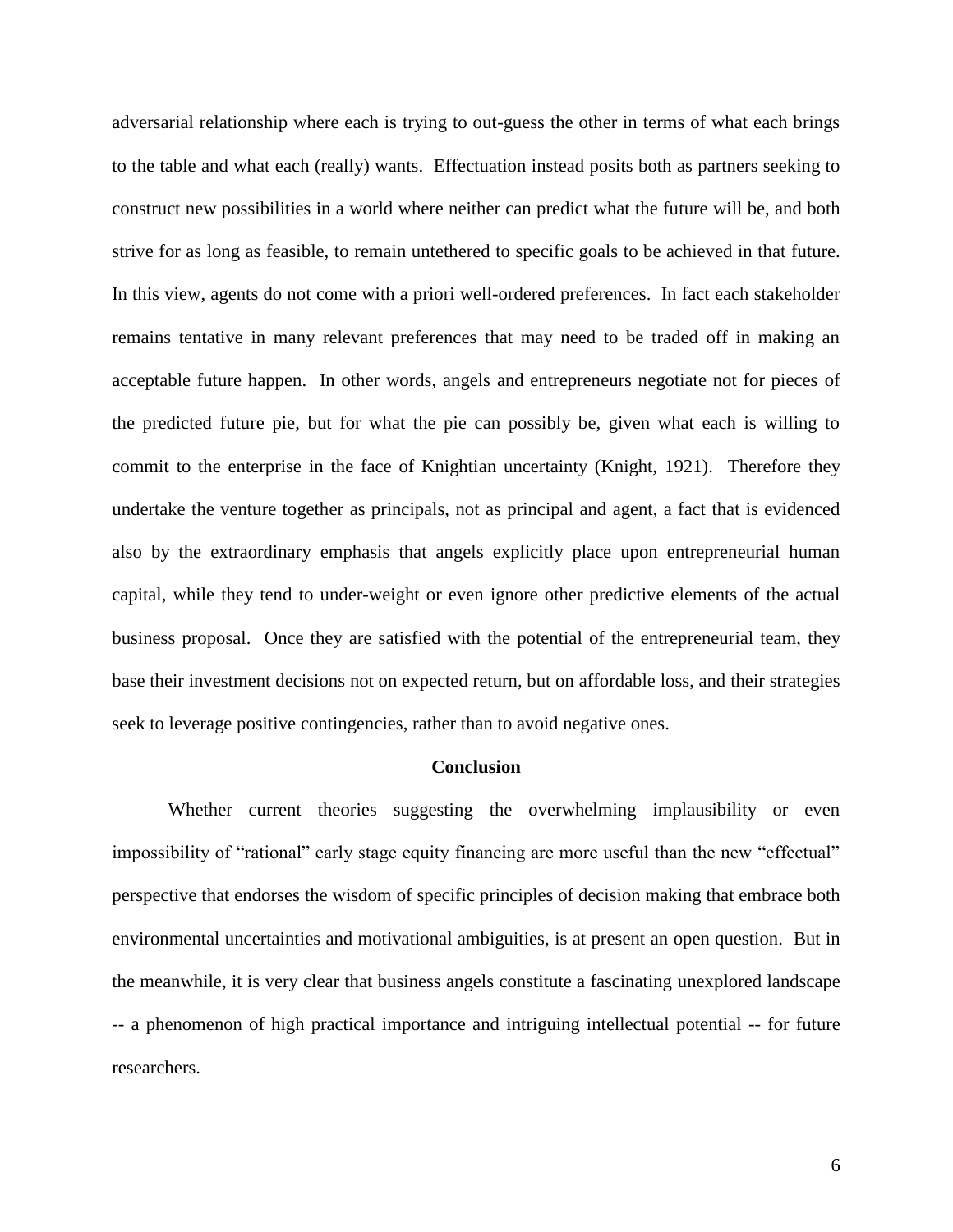adversarial relationship where each is trying to out-guess the other in terms of what each brings to the table and what each (really) wants. Effectuation instead posits both as partners seeking to construct new possibilities in a world where neither can predict what the future will be, and both strive for as long as feasible, to remain untethered to specific goals to be achieved in that future. In this view, agents do not come with a priori well-ordered preferences. In fact each stakeholder remains tentative in many relevant preferences that may need to be traded off in making an acceptable future happen. In other words, angels and entrepreneurs negotiate not for pieces of the predicted future pie, but for what the pie can possibly be, given what each is willing to commit to the enterprise in the face of Knightian uncertainty (Knight, 1921). Therefore they undertake the venture together as principals, not as principal and agent, a fact that is evidenced also by the extraordinary emphasis that angels explicitly place upon entrepreneurial human capital, while they tend to under-weight or even ignore other predictive elements of the actual business proposal. Once they are satisfied with the potential of the entrepreneurial team, they base their investment decisions not on expected return, but on affordable loss, and their strategies seek to leverage positive contingencies, rather than to avoid negative ones.

## Conclusion

Whether current theories suggesting the overwhelming implausibility or even impossibility of "rational" early stage equity financing are more useful than the new "effectual" perspective that endorses the wisdom of specific principles of decision making that embrace both environmental uncertainties and motivational ambiguities, is at present an open question. But in the meanwhile, it is very clear that business angels constitute a fascinating unexplored landscape -- a phenomenon of high practical importance and intriguing intellectual potential -- for future researchers.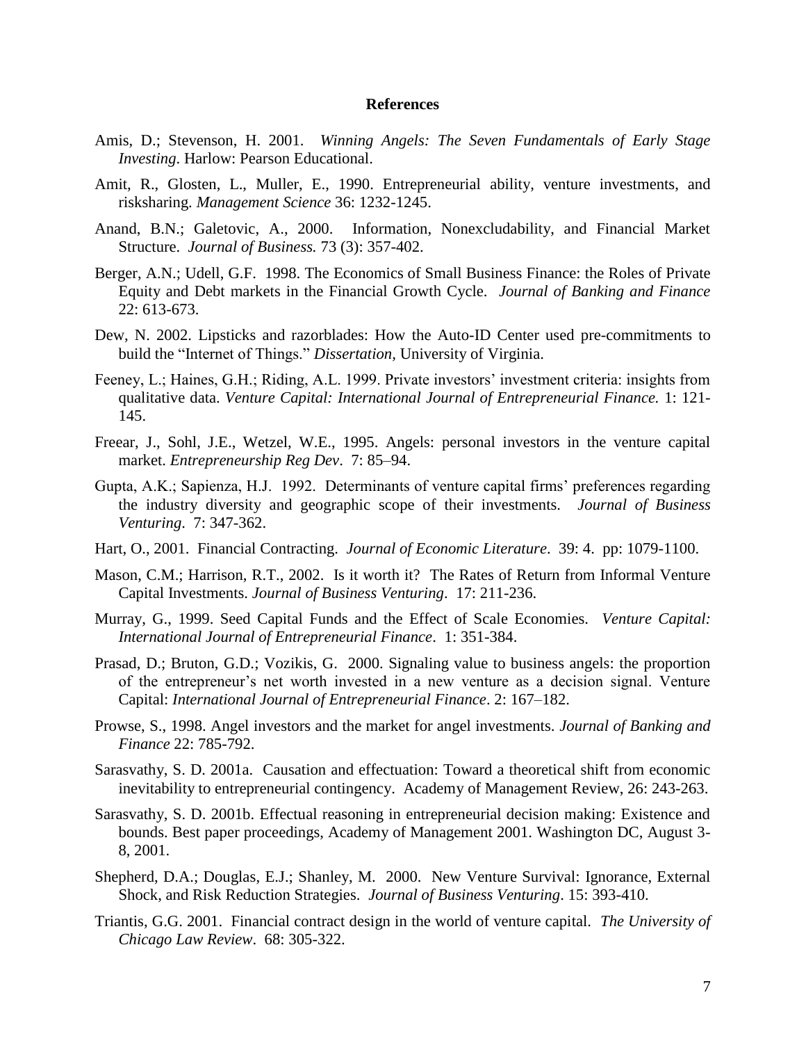## References

Amis, D.; Stevenson, H. 2001. *Winning Angels: The Seven Fundamentals of Early Stage Investing*. Harlow: Pearson Educational.

Amit, R., Glosten, L., Muller, E., 1990. Entrepreneurial ability, venture investments, and risksharing. *Management Science* 36: 1232-1245.

Anand, B.N.; Galetovic, A., 2000. Information, Nonexcludability, and Financial Market Structure. *Journal of Business.* 73 (3): 357-402.

Berger, A.N.; Udell, G.F. 1998. The Economics of Small Business Finance: the Roles of Private Equity and Debt markets in the Financial Growth Cycle. *Journal of Banking and Finance* 22: 613-673.

Dew, N. 2002. Lipsticks and razorblades: How the Auto-ID Center used pre-commitments to build the "Internet of Things." *Dissertation*, University of Virginia.

Feeney, L.; Haines, G.H.; Riding, A.L. 1999. Private investors' investment criteria: insights from qualitative data. *Venture Capital: International Journal of Entrepreneurial Finance.* 1: 121-145.

Freear, J., Sohl, J.E., Wetzel, W.E., 1995. Angels: personal investors in the venture capital market. *Entrepreneurship Reg Dev*. 7: 85–94.

Gupta, A.K.; Sapienza, H.J. 1992. Determinants of venture capital firms' preferences regarding the industry diversity and geographic scope of their investments. *Journal of Business Venturing*. 7: 347-362.

Hart, O., 2001. Financial Contracting. *Journal of Economic Literature*. 39: 4. pp: 1079-1100.

Mason, C.M.; Harrison, R.T., 2002. Is it worth it? The Rates of Return from Informal Venture Capital Investments. *Journal of Business Venturing*. 17: 211-236.

Murray, G., 1999. Seed Capital Funds and the Effect of Scale Economies. *Venture Capital: International Journal of Entrepreneurial Finance*. 1: 351-384.

Prasad, D.; Bruton, G.D.; Vozikis, G. 2000. Signaling value to business angels: the proportion of the entrepreneur's net worth invested in a new venture as a decision signal. Venture Capital: *International Journal of Entrepreneurial Finance*. 2: 167–182.

Prowse, S., 1998. Angel investors and the market for angel investments. *Journal of Banking and Finance* 22: 785-792.

Sarasvathy, S. D. 2001a. Causation and effectuation: Toward a theoretical shift from economic inevitability to entrepreneurial contingency. Academy of Management Review, 26: 243-263.

Sarasvathy, S. D. 2001b. Effectual reasoning in entrepreneurial decision making: Existence and bounds. Best paper proceedings, Academy of Management 2001. Washington DC, August 3-8, 2001.

Shepherd, D.A.; Douglas, E.J.; Shanley, M. 2000. New Venture Survival: Ignorance, External Shock, and Risk Reduction Strategies. *Journal of Business Venturing*. 15: 393-410.

Triantis, G.G. 2001. Financial contract design in the world of venture capital. *The University of Chicago Law Review*. 68: 305-322.